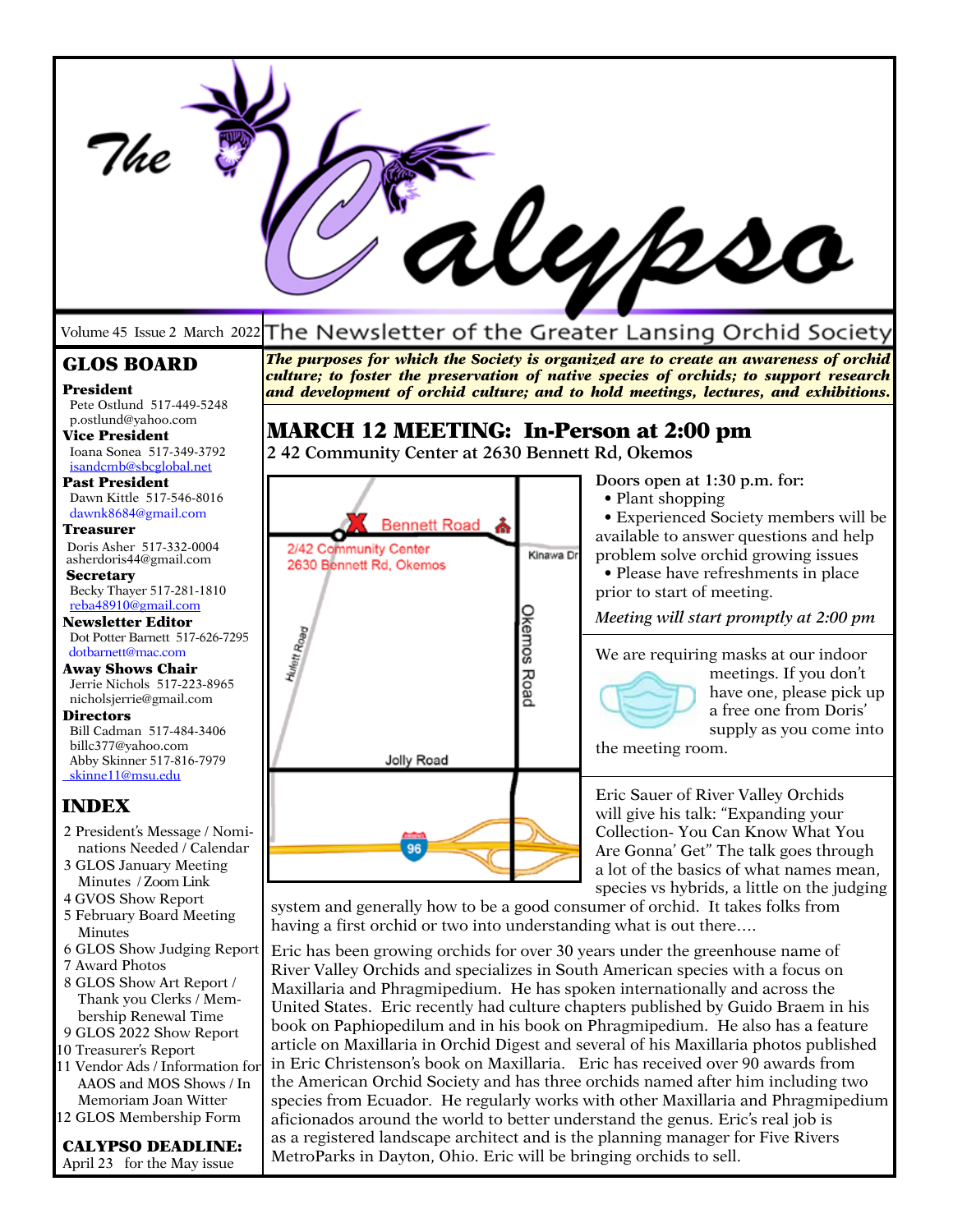# The Calypso

Volume 45 Issue 2 March 2022

The Newsletter of the Greater Lansing Orchid Society

## GLOS BOARD

**President**
Pete Ostlund 517-449-5248
p.ostlund@yahoo.com

**Vice President**
Ioana Sonea 517-349-3792
isandcmb@sbcglobal.net

**Past President**
Dawn Kittle 517-546-8016
dawnk8684@gmail.com

**Treasurer**
Doris Asher 517-332-0004
asherdoris44@gmail.com

**Secretary**
Becky Thayer 517-281-1810
reba48910@gmail.com

**Newsletter Editor**
Dot Potter Barnett 517-626-7295
dotbarnett@mac.com

**Away Shows Chair**
Jerrie Nichols 517-223-8965
nicholsjerrie@gmail.com

**Directors**
Bill Cadman 517-484-3406
billc377@yahoo.com
Abby Skinner 517-816-7979
skinne11@msu.edu

## INDEX

2 President's Message / Nominations Needed / Calendar
3 GLOS January Meeting Minutes / Zoom Link
4 GVOS Show Report
5 February Board Meeting Minutes
6 GLOS Show Judging Report
7 Award Photos
8 GLOS Show Art Report / Thank you Clerks / Membership Renewal Time
9 GLOS 2022 Show Report
10 Treasurer's Report
11 Vendor Ads / Information for AAOS and MOS Shows / In Memoriam Joan Witter
12 GLOS Membership Form

**CALYPSO DEADLINE:**
April 23 for the May issue

***The purposes for which the Society is organized are to create an awareness of orchid culture; to foster the preservation of native species of orchids; to support research and development of orchid culture; and to hold meetings, lectures, and exhibitions.***

## MARCH 12 MEETING: In-Person at 2:00 pm

**2 42 Community Center at 2630 Bennett Rd, Okemos**

Map labels: Bennett Road; 2/42 Community Center, 2630 Bennett Rd, Okemos; Kinawa Dr; Okemos Road; Hulett Road; Jolly Road; 96

**Doors open at 1:30 p.m. for:**

- Plant shopping
- Experienced Society members will be available to answer questions and help problem solve orchid growing issues
- Please have refreshments in place prior to start of meeting.

*Meeting will start promptly at 2:00 pm*

We are requiring masks at our indoor meetings. If you don't have one, please pick up a free one from Doris' supply as you come into the meeting room.

Eric Sauer of River Valley Orchids will give his talk: "Expanding your Collection- You Can Know What You Are Gonna' Get" The talk goes through a lot of the basics of what names mean, species vs hybrids, a little on the judging system and generally how to be a good consumer of orchid. It takes folks from having a first orchid or two into understanding what is out there….

Eric has been growing orchids for over 30 years under the greenhouse name of River Valley Orchids and specializes in South American species with a focus on Maxillaria and Phragmipedium. He has spoken internationally and across the United States. Eric recently had culture chapters published by Guido Braem in his book on Paphiopedilum and in his book on Phragmipedium. He also has a feature article on Maxillaria in Orchid Digest and several of his Maxillaria photos published in Eric Christenson's book on Maxillaria. Eric has received over 90 awards from the American Orchid Society and has three orchids named after him including two species from Ecuador. He regularly works with other Maxillaria and Phragmipedium aficionados around the world to better understand the genus. Eric's real job is as a registered landscape architect and is the planning manager for Five Rivers MetroParks in Dayton, Ohio. Eric will be bringing orchids to sell.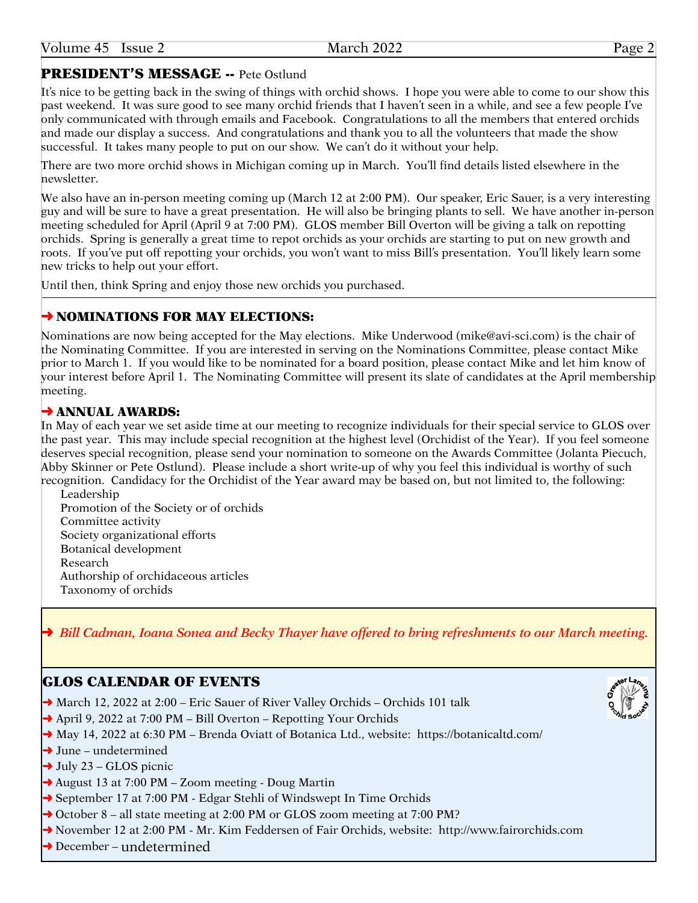## PRESIDENT'S MESSAGE -- Pete Ostlund

It's nice to be getting back in the swing of things with orchid shows. I hope you were able to come to our show this past weekend. It was sure good to see many orchid friends that I haven't seen in a while, and see a few people I've only communicated with through emails and Facebook. Congratulations to all the members that entered orchids and made our display a success. And congratulations and thank you to all the volunteers that made the show successful. It takes many people to put on our show. We can't do it without your help.

There are two more orchid shows in Michigan coming up in March. You'll find details listed elsewhere in the newsletter.

We also have an in-person meeting coming up (March 12 at 2:00 PM). Our speaker, Eric Sauer, is a very interesting guy and will be sure to have a great presentation. He will also be bringing plants to sell. We have another in-person meeting scheduled for April (April 9 at 7:00 PM). GLOS member Bill Overton will be giving a talk on repotting orchids. Spring is generally a great time to repot orchids as your orchids are starting to put on new growth and roots. If you've put off repotting your orchids, you won't want to miss Bill's presentation. You'll likely learn some new tricks to help out your effort.

Until then, think Spring and enjoy those new orchids you purchased.

### ➜ NOMINATIONS FOR MAY ELECTIONS:

Nominations are now being accepted for the May elections. Mike Underwood (mike@avi-sci.com) is the chair of the Nominating Committee. If you are interested in serving on the Nominations Committee, please contact Mike prior to March 1. If you would like to be nominated for a board position, please contact Mike and let him know of your interest before April 1. The Nominating Committee will present its slate of candidates at the April membership meeting.

### ➜ ANNUAL AWARDS:

In May of each year we set aside time at our meeting to recognize individuals for their special service to GLOS over the past year. This may include special recognition at the highest level (Orchidist of the Year). If you feel someone deserves special recognition, please send your nomination to someone on the Awards Committee (Jolanta Piecuch, Abby Skinner or Pete Ostlund). Please include a short write-up of why you feel this individual is worthy of such recognition. Candidacy for the Orchidist of the Year award may be based on, but not limited to, the following:

- Leadership
- Promotion of the Society or of orchids
- Committee activity
- Society organizational efforts
- Botanical development
- Research
- Authorship of orchidaceous articles
- Taxonomy of orchids

➜ *Bill Cadman, Ioana Sonea and Becky Thayer have offered to bring refreshments to our March meeting.*

## GLOS CALENDAR OF EVENTS

- ➜ March 12, 2022 at 2:00 – Eric Sauer of River Valley Orchids – Orchids 101 talk
- ➜ April 9, 2022 at 7:00 PM – Bill Overton – Repotting Your Orchids
- ➜ May 14, 2022 at 6:30 PM – Brenda Oviatt of Botanica Ltd., website: https://botanicaltd.com/
- ➜ June – undetermined
- ➜ July 23 – GLOS picnic
- ➜ August 13 at 7:00 PM – Zoom meeting - Doug Martin
- ➜ September 17 at 7:00 PM - Edgar Stehli of Windswept In Time Orchids
- ➜ October 8 – all state meeting at 2:00 PM or GLOS zoom meeting at 7:00 PM?
- ➜ November 12 at 2:00 PM - Mr. Kim Feddersen of Fair Orchids, website: http://www.fairorchids.com
- ➜ December – undetermined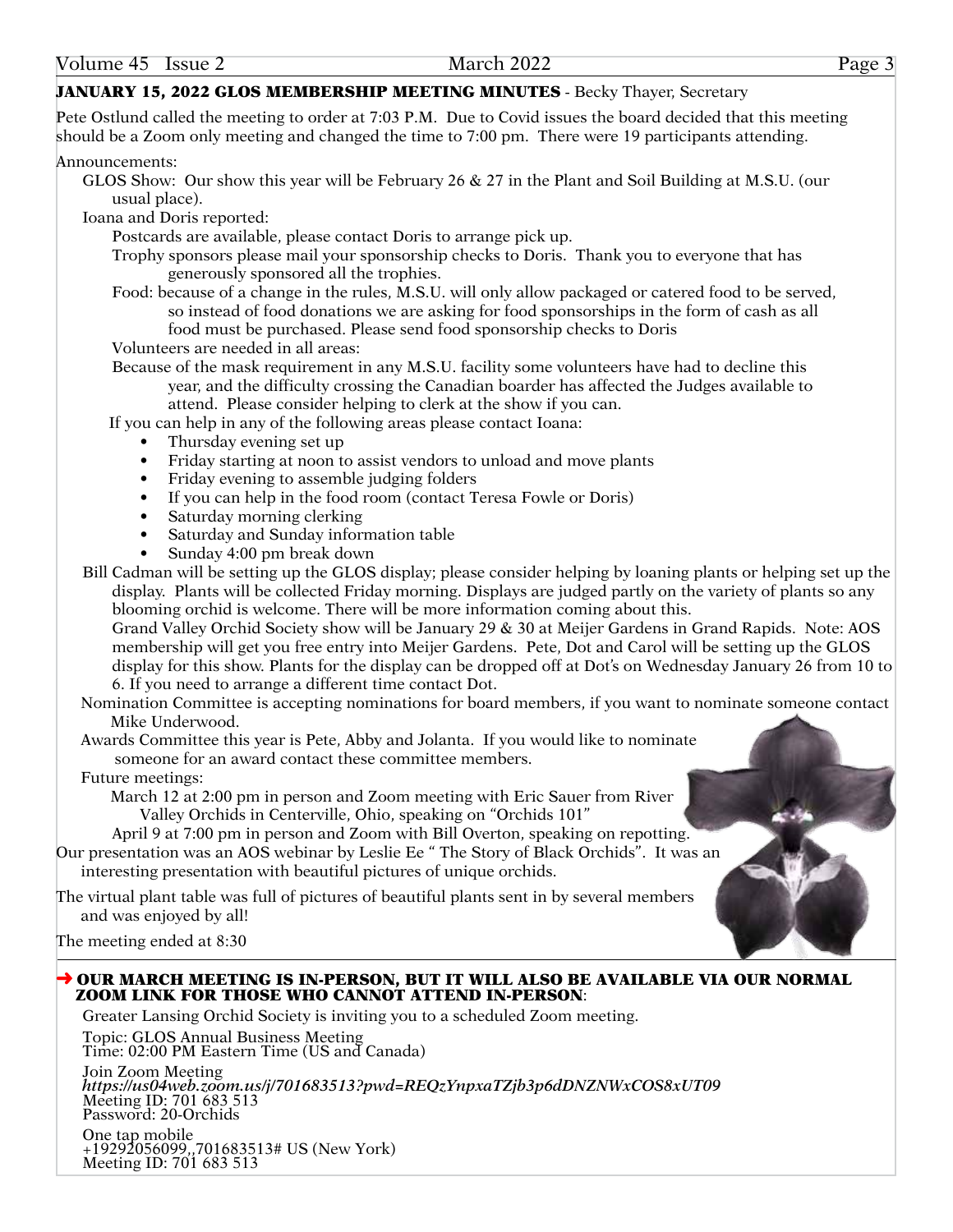**JANUARY 15, 2022 GLOS MEMBERSHIP MEETING MINUTES** - Becky Thayer, Secretary

Pete Ostlund called the meeting to order at 7:03 P.M. Due to Covid issues the board decided that this meeting should be a Zoom only meeting and changed the time to 7:00 pm. There were 19 participants attending.

Announcements:

GLOS Show: Our show this year will be February 26 & 27 in the Plant and Soil Building at M.S.U. (our usual place).

Ioana and Doris reported:

Postcards are available, please contact Doris to arrange pick up.

Trophy sponsors please mail your sponsorship checks to Doris. Thank you to everyone that has generously sponsored all the trophies.

Food: because of a change in the rules, M.S.U. will only allow packaged or catered food to be served, so instead of food donations we are asking for food sponsorships in the form of cash as all food must be purchased. Please send food sponsorship checks to Doris

Volunteers are needed in all areas:

Because of the mask requirement in any M.S.U. facility some volunteers have had to decline this year, and the difficulty crossing the Canadian boarder has affected the Judges available to attend. Please consider helping to clerk at the show if you can.

If you can help in any of the following areas please contact Ioana:

- Thursday evening set up
- Friday starting at noon to assist vendors to unload and move plants
- Friday evening to assemble judging folders
- If you can help in the food room (contact Teresa Fowle or Doris)
- Saturday morning clerking
- Saturday and Sunday information table
- Sunday 4:00 pm break down

Bill Cadman will be setting up the GLOS display; please consider helping by loaning plants or helping set up the display. Plants will be collected Friday morning. Displays are judged partly on the variety of plants so any blooming orchid is welcome. There will be more information coming about this.

Grand Valley Orchid Society show will be January 29 & 30 at Meijer Gardens in Grand Rapids. Note: AOS membership will get you free entry into Meijer Gardens. Pete, Dot and Carol will be setting up the GLOS display for this show. Plants for the display can be dropped off at Dot's on Wednesday January 26 from 10 to 6. If you need to arrange a different time contact Dot.

Nomination Committee is accepting nominations for board members, if you want to nominate someone contact Mike Underwood.

Awards Committee this year is Pete, Abby and Jolanta. If you would like to nominate someone for an award contact these committee members.

Future meetings:

March 12 at 2:00 pm in person and Zoom meeting with Eric Sauer from River Valley Orchids in Centerville, Ohio, speaking on "Orchids 101"

April 9 at 7:00 pm in person and Zoom with Bill Overton, speaking on repotting.

Our presentation was an AOS webinar by Leslie Ee " The Story of Black Orchids". It was an interesting presentation with beautiful pictures of unique orchids.

The virtual plant table was full of pictures of beautiful plants sent in by several members and was enjoyed by all!

The meeting ended at 8:30

---

➜ **OUR MARCH MEETING IS IN-PERSON, BUT IT WILL ALSO BE AVAILABLE VIA OUR NORMAL ZOOM LINK FOR THOSE WHO CANNOT ATTEND IN-PERSON**:

Greater Lansing Orchid Society is inviting you to a scheduled Zoom meeting.

Topic: GLOS Annual Business Meeting
Time: 02:00 PM Eastern Time (US and Canada)

Join Zoom Meeting
*https://us04web.zoom.us/j/701683513?pwd=REQzYnpxaTZjb3p6dDNZNWxCOS8xUT09*
Meeting ID: 701 683 513
Password: 20-Orchids

One tap mobile
+19292056099,,701683513# US (New York)
Meeting ID: 701 683 513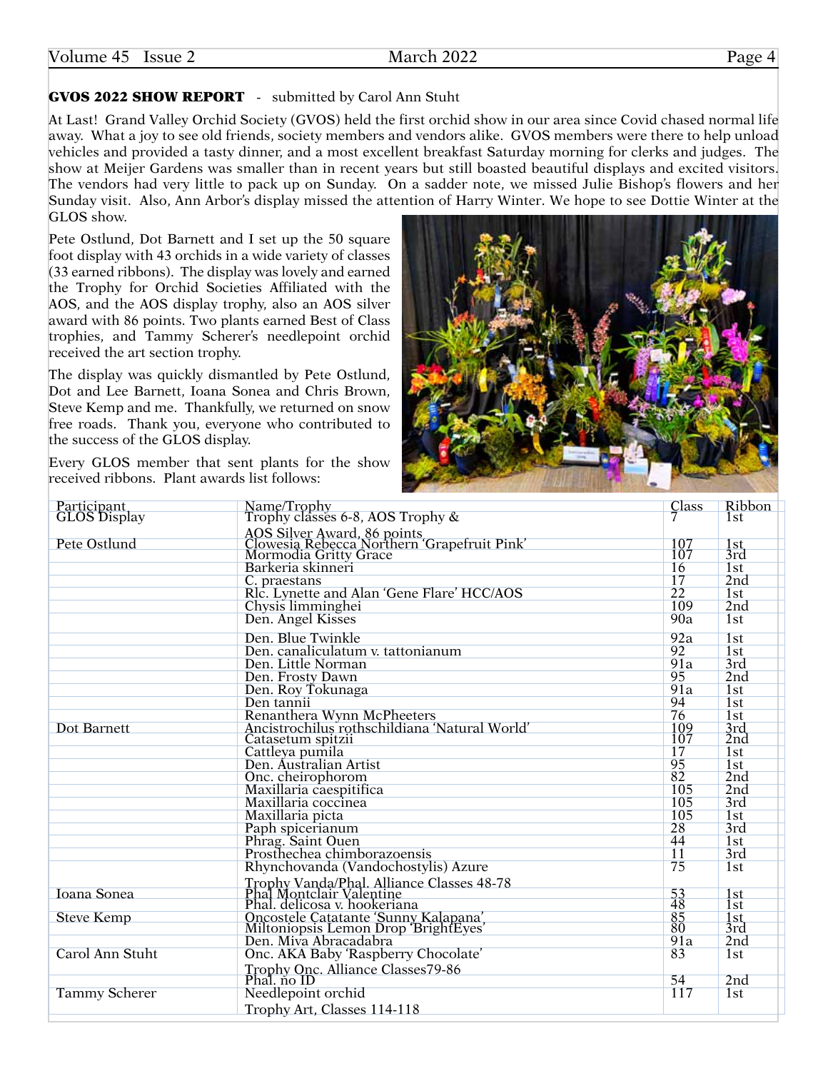**GVOS 2022 SHOW REPORT** - submitted by Carol Ann Stuht

At Last! Grand Valley Orchid Society (GVOS) held the first orchid show in our area since Covid chased normal life away. What a joy to see old friends, society members and vendors alike. GVOS members were there to help unload vehicles and provided a tasty dinner, and a most excellent breakfast Saturday morning for clerks and judges. The show at Meijer Gardens was smaller than in recent years but still boasted beautiful displays and excited visitors. The vendors had very little to pack up on Sunday. On a sadder note, we missed Julie Bishop's flowers and her Sunday visit. Also, Ann Arbor's display missed the attention of Harry Winter. We hope to see Dottie Winter at the GLOS show.

Pete Ostlund, Dot Barnett and I set up the 50 square foot display with 43 orchids in a wide variety of classes (33 earned ribbons). The display was lovely and earned the Trophy for Orchid Societies Affiliated with the AOS, and the AOS display trophy, also an AOS silver award with 86 points. Two plants earned Best of Class trophies, and Tammy Scherer's needlepoint orchid received the art section trophy.

The display was quickly dismantled by Pete Ostlund, Dot and Lee Barnett, Ioana Sonea and Chris Brown, Steve Kemp and me. Thankfully, we returned on snow free roads. Thank you, everyone who contributed to the success of the GLOS display.

Every GLOS member that sent plants for the show received ribbons. Plant awards list follows:

| Participant | Name/Trophy | Class | Ribbon |
|---|---|---|---|
| GLOS Display | Trophy classes 6-8, AOS Trophy & AOS Silver Award, 86 points | 7 | 1st |
| Pete Ostlund | Clowesia Rebecca Northern 'Grapefruit Pink' | 107 | 1st |
| | Mormodia Gritty Grace | 107 | 3rd |
| | Barkeria skinneri | 16 | 1st |
| | C. praestans | 17 | 2nd |
| | Rlc. Lynette and Alan 'Gene Flare' HCC/AOS | 22 | 1st |
| | Chysis limminghei | 109 | 2nd |
| | Den. Angel Kisses | 90a | 1st |
| | Den. Blue Twinkle | 92a | 1st |
| | Den. canaliculatum v. tattonianum | 92 | 1st |
| | Den. Little Norman | 91a | 3rd |
| | Den. Frosty Dawn | 95 | 2nd |
| | Den. Roy Tokunaga | 91a | 1st |
| | Den tannii | 94 | 1st |
| | Renanthera Wynn McPheeters | 76 | 1st |
| Dot Barnett | Ancistrochilus rothschildiana 'Natural World' | 109 | 3rd |
| | Catasetum spitzii | 107 | 2nd |
| | Cattleya pumila | 17 | 1st |
| | Den. Australian Artist | 95 | 1st |
| | Onc. cheirophorom | 82 | 2nd |
| | Maxillaria caespitifica | 105 | 2nd |
| | Maxillaria coccinea | 105 | 3rd |
| | Maxillaria picta | 105 | 1st |
| | Paph spicerianum | 28 | 3rd |
| | Phrag. Saint Ouen | 44 | 1st |
| | Prosthechea chimborazoensis | 11 | 3rd |
| | Rhynchovanda (Vandochostylis) Azure Trophy Vanda/Phal. Alliance Classes 48-78 | 75 | 1st |
| Ioana Sonea | Phal Montclair Valentine | 53 | 1st |
| | Phal. delicosa v. hookeriana | 48 | 1st |
| Steve Kemp | Oncostele Catatante 'Sunny Kalapana', | 85 | 1st |
| | Miltoniopsis Lemon Drop 'BrightEyes' | 80 | 3rd |
| | Den. Miva Abracadabra | 91a | 2nd |
| Carol Ann Stuht | Onc. AKA Baby 'Raspberry Chocolate' Trophy Onc. Alliance Classes79-86 | 83 | 1st |
| | Phal. no ID | 54 | 2nd |
| Tammy Scherer | Needlepoint orchid Trophy Art, Classes 114-118 | 117 | 1st |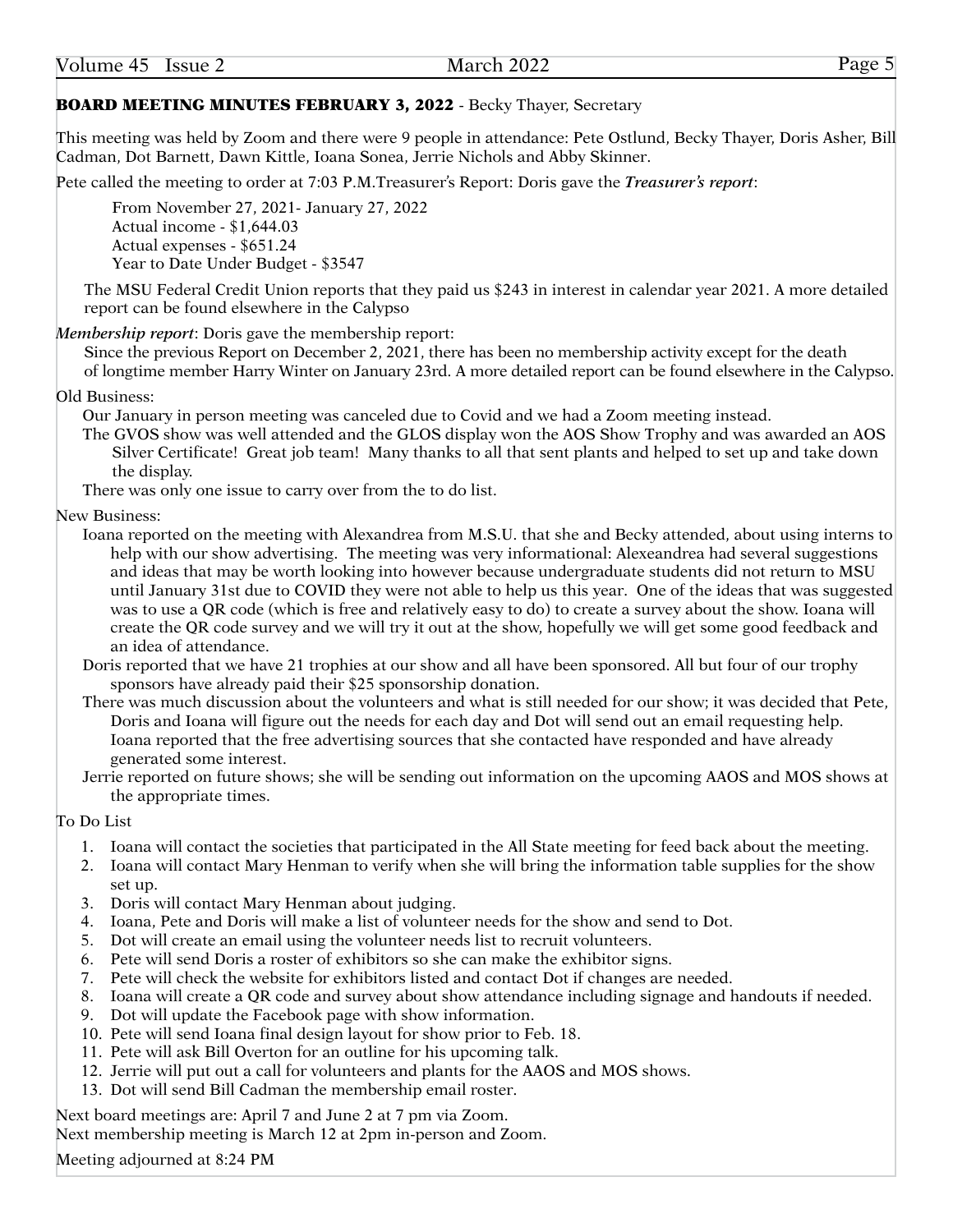## **BOARD MEETING MINUTES FEBRUARY 3, 2022** - Becky Thayer, Secretary

This meeting was held by Zoom and there were 9 people in attendance: Pete Ostlund, Becky Thayer, Doris Asher, Bill Cadman, Dot Barnett, Dawn Kittle, Ioana Sonea, Jerrie Nichols and Abby Skinner.

Pete called the meeting to order at 7:03 P.M.Treasurer's Report: Doris gave the ***Treasurer's report***:

From November 27, 2021- January 27, 2022
Actual income - $1,644.03
Actual expenses - $651.24
Year to Date Under Budget - $3547

The MSU Federal Credit Union reports that they paid us $243 in interest in calendar year 2021. A more detailed report can be found elsewhere in the Calypso

***Membership report***: Doris gave the membership report:

Since the previous Report on December 2, 2021, there has been no membership activity except for the death of longtime member Harry Winter on January 23rd. A more detailed report can be found elsewhere in the Calypso.

Old Business:

Our January in person meeting was canceled due to Covid and we had a Zoom meeting instead.

The GVOS show was well attended and the GLOS display won the AOS Show Trophy and was awarded an AOS Silver Certificate! Great job team! Many thanks to all that sent plants and helped to set up and take down the display.

There was only one issue to carry over from the to do list.

New Business:

Ioana reported on the meeting with Alexandrea from M.S.U. that she and Becky attended, about using interns to help with our show advertising. The meeting was very informational: Alexeandrea had several suggestions and ideas that may be worth looking into however because undergraduate students did not return to MSU until January 31st due to COVID they were not able to help us this year. One of the ideas that was suggested was to use a QR code (which is free and relatively easy to do) to create a survey about the show. Ioana will create the QR code survey and we will try it out at the show, hopefully we will get some good feedback and an idea of attendance.

Doris reported that we have 21 trophies at our show and all have been sponsored. All but four of our trophy sponsors have already paid their $25 sponsorship donation.

There was much discussion about the volunteers and what is still needed for our show; it was decided that Pete, Doris and Ioana will figure out the needs for each day and Dot will send out an email requesting help. Ioana reported that the free advertising sources that she contacted have responded and have already generated some interest.

Jerrie reported on future shows; she will be sending out information on the upcoming AAOS and MOS shows at the appropriate times.

To Do List

1. Ioana will contact the societies that participated in the All State meeting for feed back about the meeting.
2. Ioana will contact Mary Henman to verify when she will bring the information table supplies for the show set up.
3. Doris will contact Mary Henman about judging.
4. Ioana, Pete and Doris will make a list of volunteer needs for the show and send to Dot.
5. Dot will create an email using the volunteer needs list to recruit volunteers.
6. Pete will send Doris a roster of exhibitors so she can make the exhibitor signs.
7. Pete will check the website for exhibitors listed and contact Dot if changes are needed.
8. Ioana will create a QR code and survey about show attendance including signage and handouts if needed.
9. Dot will update the Facebook page with show information.
10. Pete will send Ioana final design layout for show prior to Feb. 18.
11. Pete will ask Bill Overton for an outline for his upcoming talk.
12. Jerrie will put out a call for volunteers and plants for the AAOS and MOS shows.
13. Dot will send Bill Cadman the membership email roster.

Next board meetings are: April 7 and June 2 at 7 pm via Zoom.
Next membership meeting is March 12 at 2pm in-person and Zoom.

Meeting adjourned at 8:24 PM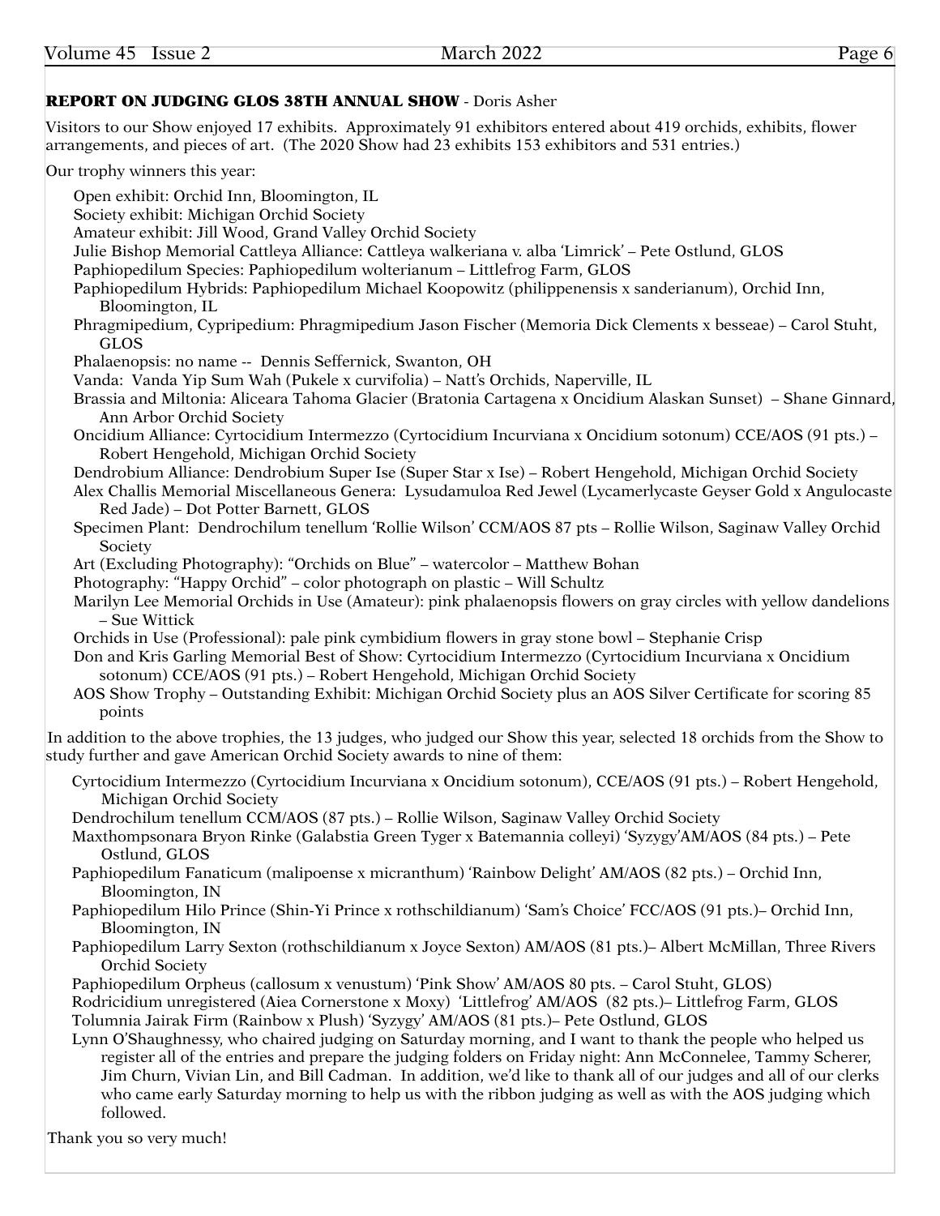## REPORT ON JUDGING GLOS 38TH ANNUAL SHOW - Doris Asher

Visitors to our Show enjoyed 17 exhibits. Approximately 91 exhibitors entered about 419 orchids, exhibits, flower arrangements, and pieces of art. (The 2020 Show had 23 exhibits 153 exhibitors and 531 entries.)

Our trophy winners this year:

- Open exhibit: Orchid Inn, Bloomington, IL
- Society exhibit: Michigan Orchid Society
- Amateur exhibit: Jill Wood, Grand Valley Orchid Society
- Julie Bishop Memorial Cattleya Alliance: Cattleya walkeriana v. alba 'Limrick' – Pete Ostlund, GLOS
- Paphiopedilum Species: Paphiopedilum wolterianum – Littlefrog Farm, GLOS
- Paphiopedilum Hybrids: Paphiopedilum Michael Koopowitz (philippenensis x sanderianum), Orchid Inn, Bloomington, IL
- Phragmipedium, Cypripedium: Phragmipedium Jason Fischer (Memoria Dick Clements x besseae) – Carol Stuht, GLOS
- Phalaenopsis: no name -- Dennis Seffernick, Swanton, OH
- Vanda: Vanda Yip Sum Wah (Pukele x curvifolia) – Natt's Orchids, Naperville, IL
- Brassia and Miltonia: Aliceara Tahoma Glacier (Bratonia Cartagena x Oncidium Alaskan Sunset) – Shane Ginnard, Ann Arbor Orchid Society
- Oncidium Alliance: Cyrtocidium Intermezzo (Cyrtocidium Incurviana x Oncidium sotonum) CCE/AOS (91 pts.) – Robert Hengehold, Michigan Orchid Society
- Dendrobium Alliance: Dendrobium Super Ise (Super Star x Ise) – Robert Hengehold, Michigan Orchid Society
- Alex Challis Memorial Miscellaneous Genera: Lysudamuloa Red Jewel (Lycamerlycaste Geyser Gold x Angulocaste Red Jade) – Dot Potter Barnett, GLOS
- Specimen Plant: Dendrochilum tenellum 'Rollie Wilson' CCM/AOS 87 pts – Rollie Wilson, Saginaw Valley Orchid Society
- Art (Excluding Photography): "Orchids on Blue" – watercolor – Matthew Bohan
- Photography: "Happy Orchid" – color photograph on plastic – Will Schultz
- Marilyn Lee Memorial Orchids in Use (Amateur): pink phalaenopsis flowers on gray circles with yellow dandelions – Sue Wittick
- Orchids in Use (Professional): pale pink cymbidium flowers in gray stone bowl – Stephanie Crisp
- Don and Kris Garling Memorial Best of Show: Cyrtocidium Intermezzo (Cyrtocidium Incurviana x Oncidium sotonum) CCE/AOS (91 pts.) – Robert Hengehold, Michigan Orchid Society
- AOS Show Trophy – Outstanding Exhibit: Michigan Orchid Society plus an AOS Silver Certificate for scoring 85 points

In addition to the above trophies, the 13 judges, who judged our Show this year, selected 18 orchids from the Show to study further and gave American Orchid Society awards to nine of them:

- Cyrtocidium Intermezzo (Cyrtocidium Incurviana x Oncidium sotonum), CCE/AOS (91 pts.) – Robert Hengehold, Michigan Orchid Society
- Dendrochilum tenellum CCM/AOS (87 pts.) – Rollie Wilson, Saginaw Valley Orchid Society
- Maxthompsonara Bryon Rinke (Galabstia Green Tyger x Batemannia colleyi) 'Syzygy'AM/AOS (84 pts.) – Pete Ostlund, GLOS
- Paphiopedilum Fanaticum (malipoense x micranthum) 'Rainbow Delight' AM/AOS (82 pts.) – Orchid Inn, Bloomington, IN
- Paphiopedilum Hilo Prince (Shin-Yi Prince x rothschildianum) 'Sam's Choice' FCC/AOS (91 pts.)– Orchid Inn, Bloomington, IN
- Paphiopedilum Larry Sexton (rothschildianum x Joyce Sexton) AM/AOS (81 pts.)– Albert McMillan, Three Rivers Orchid Society
- Paphiopedilum Orpheus (callosum x venustum) 'Pink Show' AM/AOS 80 pts. – Carol Stuht, GLOS)
- Rodricidium unregistered (Aiea Cornerstone x Moxy) 'Littlefrog' AM/AOS (82 pts.)– Littlefrog Farm, GLOS
- Tolumnia Jairak Firm (Rainbow x Plush) 'Syzygy' AM/AOS (81 pts.)– Pete Ostlund, GLOS

Lynn O'Shaughnessy, who chaired judging on Saturday morning, and I want to thank the people who helped us register all of the entries and prepare the judging folders on Friday night: Ann McConnelee, Tammy Scherer, Jim Churn, Vivian Lin, and Bill Cadman. In addition, we'd like to thank all of our judges and all of our clerks who came early Saturday morning to help us with the ribbon judging as well as with the AOS judging which followed.

Thank you so very much!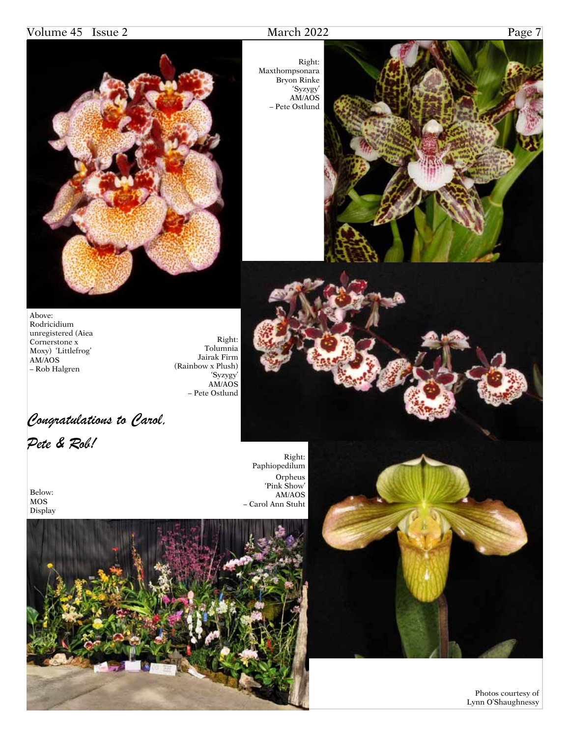Right:
Maxthompsonara
Bryon Rinke
'Syzygy'
AM/AOS
– Pete Ostlund

Above:
Rodricidium
unregistered (Aiea Cornerstone x Moxy) 'Littlefrog'
AM/AOS
– Rob Halgren

Right:
Tolumnia
Jairak Firm
(Rainbow x Plush)
'Syzygy'
AM/AOS
– Pete Ostlund

*Congratulations to Carol, Pete & Rob!*

Right:
Paphiopedilum
Orpheus
'Pink Show'
AM/AOS
– Carol Ann Stuht

Below:
MOS
Display

Photos courtesy of
Lynn O'Shaughnessy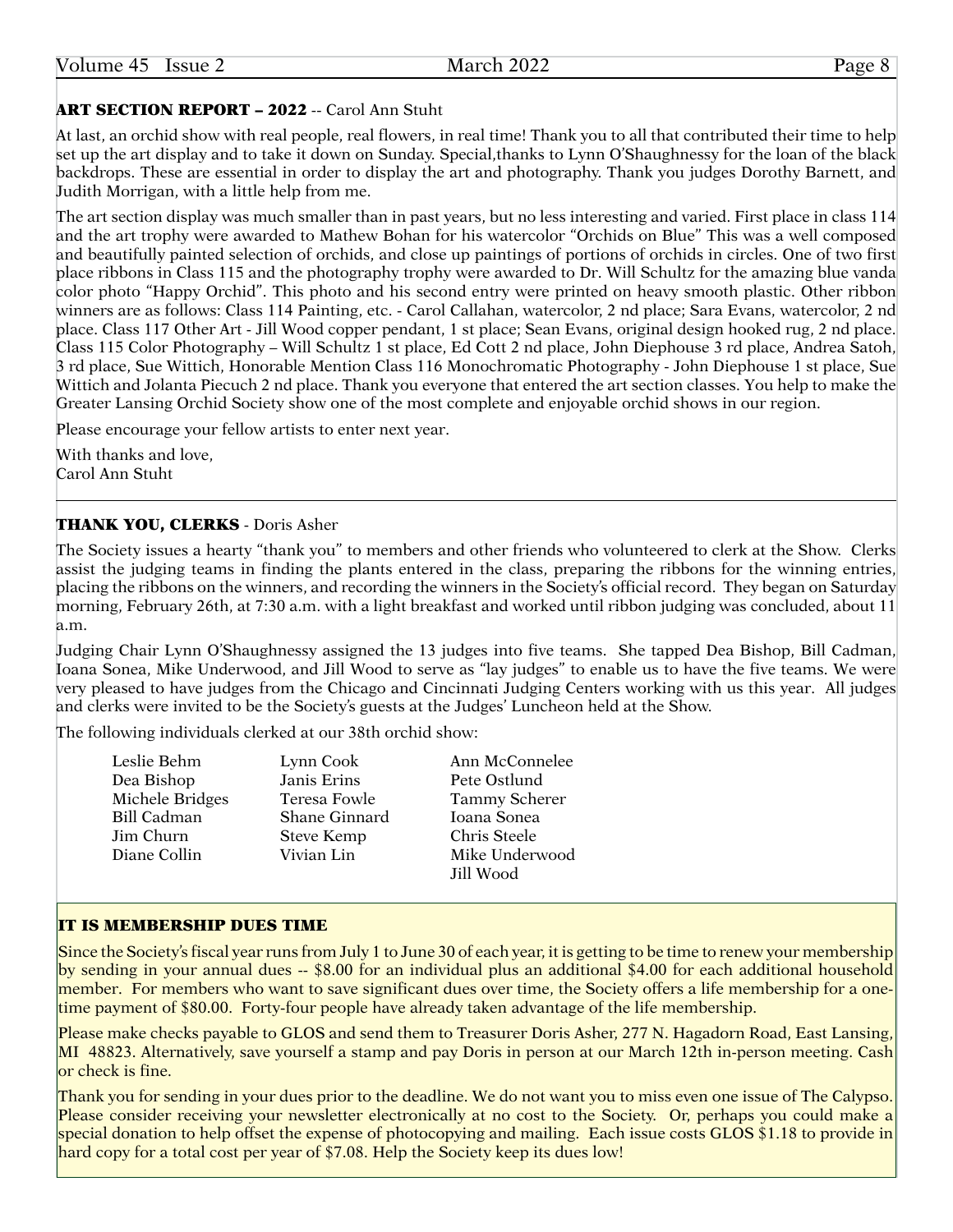## ART SECTION REPORT – 2022 -- Carol Ann Stuht

At last, an orchid show with real people, real flowers, in real time! Thank you to all that contributed their time to help set up the art display and to take it down on Sunday. Special,thanks to Lynn O'Shaughnessy for the loan of the black backdrops. These are essential in order to display the art and photography. Thank you judges Dorothy Barnett, and Judith Morrigan, with a little help from me.

The art section display was much smaller than in past years, but no less interesting and varied. First place in class 114 and the art trophy were awarded to Mathew Bohan for his watercolor "Orchids on Blue" This was a well composed and beautifully painted selection of orchids, and close up paintings of portions of orchids in circles. One of two first place ribbons in Class 115 and the photography trophy were awarded to Dr. Will Schultz for the amazing blue vanda color photo "Happy Orchid". This photo and his second entry were printed on heavy smooth plastic. Other ribbon winners are as follows: Class 114 Painting, etc. - Carol Callahan, watercolor, 2 nd place; Sara Evans, watercolor, 2 nd place. Class 117 Other Art - Jill Wood copper pendant, 1 st place; Sean Evans, original design hooked rug, 2 nd place. Class 115 Color Photography – Will Schultz 1 st place, Ed Cott 2 nd place, John Diephouse 3 rd place, Andrea Satoh, 3 rd place, Sue Wittich, Honorable Mention Class 116 Monochromatic Photography - John Diephouse 1 st place, Sue Wittich and Jolanta Piecuch 2 nd place. Thank you everyone that entered the art section classes. You help to make the Greater Lansing Orchid Society show one of the most complete and enjoyable orchid shows in our region.

Please encourage your fellow artists to enter next year.

With thanks and love,
Carol Ann Stuht

---

## THANK YOU, CLERKS - Doris Asher

The Society issues a hearty "thank you" to members and other friends who volunteered to clerk at the Show. Clerks assist the judging teams in finding the plants entered in the class, preparing the ribbons for the winning entries, placing the ribbons on the winners, and recording the winners in the Society's official record. They began on Saturday morning, February 26th, at 7:30 a.m. with a light breakfast and worked until ribbon judging was concluded, about 11 a.m.

Judging Chair Lynn O'Shaughnessy assigned the 13 judges into five teams. She tapped Dea Bishop, Bill Cadman, Ioana Sonea, Mike Underwood, and Jill Wood to serve as "lay judges" to enable us to have the five teams. We were very pleased to have judges from the Chicago and Cincinnati Judging Centers working with us this year. All judges and clerks were invited to be the Society's guests at the Judges' Luncheon held at the Show.

The following individuals clerked at our 38th orchid show:

- Leslie Behm
- Dea Bishop
- Michele Bridges
- Bill Cadman
- Jim Churn
- Diane Collin
- Lynn Cook
- Janis Erins
- Teresa Fowle
- Shane Ginnard
- Steve Kemp
- Vivian Lin
- Ann McConnelee
- Pete Ostlund
- Tammy Scherer
- Ioana Sonea
- Chris Steele
- Mike Underwood
- Jill Wood

## IT IS MEMBERSHIP DUES TIME

Since the Society's fiscal year runs from July 1 to June 30 of each year, it is getting to be time to renew your membership by sending in your annual dues -- $8.00 for an individual plus an additional $4.00 for each additional household member. For members who want to save significant dues over time, the Society offers a life membership for a one-time payment of $80.00. Forty-four people have already taken advantage of the life membership.

Please make checks payable to GLOS and send them to Treasurer Doris Asher, 277 N. Hagadorn Road, East Lansing, MI 48823. Alternatively, save yourself a stamp and pay Doris in person at our March 12th in-person meeting. Cash or check is fine.

Thank you for sending in your dues prior to the deadline. We do not want you to miss even one issue of The Calypso. Please consider receiving your newsletter electronically at no cost to the Society. Or, perhaps you could make a special donation to help offset the expense of photocopying and mailing. Each issue costs GLOS $1.18 to provide in hard copy for a total cost per year of $7.08. Help the Society keep its dues low!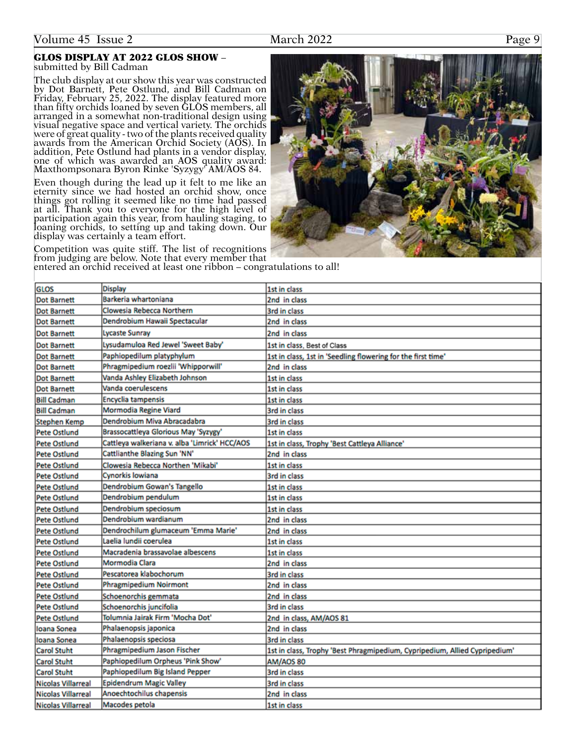## GLOS DISPLAY AT 2022 GLOS SHOW –

submitted by Bill Cadman

The club display at our show this year was constructed by Dot Barnett, Pete Ostlund, and Bill Cadman on Friday, February 25, 2022. The display featured more than fifty orchids loaned by seven GLOS members, all arranged in a somewhat non-traditional design using visual negative space and vertical variety. The orchids were of great quality - two of the plants received quality awards from the American Orchid Society (AOS). In addition, Pete Ostlund had plants in a vendor display, one of which was awarded an AOS quality award: Maxthompsonara Byron Rinke 'Syzygy' AM/AOS 84.

Even though during the lead up it felt to me like an eternity since we had hosted an orchid show, once things got rolling it seemed like no time had passed at all. Thank you to everyone for the high level of participation again this year, from hauling staging, to loaning orchids, to setting up and taking down. Our display was certainly a team effort.

Competition was quite stiff. The list of recognitions from judging are below. Note that every member that entered an orchid received at least one ribbon – congratulations to all!

| GLOS | Display | 1st in class |
|---|---|---|
| Dot Barnett | Barkeria whartoniana | 2nd in class |
| Dot Barnett | Clowesia Rebecca Northern | 3rd in class |
| Dot Barnett | Dendrobium Hawaii Spectacular | 2nd in class |
| Dot Barnett | Lycaste Sunray | 2nd in class |
| Dot Barnett | Lysudamuloa Red Jewel 'Sweet Baby' | 1st in class, Best of Class |
| Dot Barnett | Paphiopedilum platyphylum | 1st in class, 1st in 'Seedling flowering for the first time' |
| Dot Barnett | Phragmipedium roezlii 'Whipporwill' | 2nd in class |
| Dot Barnett | Vanda Ashley Elizabeth Johnson | 1st in class |
| Dot Barnett | Vanda coerulescens | 1st in class |
| Bill Cadman | Encyclia tampensis | 1st in class |
| Bill Cadman | Mormodia Regine Viard | 3rd in class |
| Stephen Kemp | Dendrobium Miva Abracadabra | 3rd in class |
| Pete Ostlund | Brassocattleya Glorious May 'Syzygy' | 1st in class |
| Pete Ostlund | Cattleya walkeriana v. alba 'Limrick' HCC/AOS | 1st in class, Trophy 'Best Cattleya Alliance' |
| Pete Ostlund | Cattlianthe Blazing Sun 'NN' | 2nd in class |
| Pete Ostlund | Clowesia Rebecca Northen 'Mikabi' | 1st in class |
| Pete Ostlund | Cynorkis lowiana | 3rd in class |
| Pete Ostlund | Dendrobium Gowan's Tangello | 1st in class |
| Pete Ostlund | Dendrobium pendulum | 1st in class |
| Pete Ostlund | Dendrobium speciosum | 1st in class |
| Pete Ostlund | Dendrobium wardianum | 2nd in class |
| Pete Ostlund | Dendrochilum glumaceum 'Emma Marie' | 2nd in class |
| Pete Ostlund | Laelia lundii coerulea | 1st in class |
| Pete Ostlund | Macradenia brassavolae albescens | 1st in class |
| Pete Ostlund | Mormodia Clara | 2nd in class |
| Pete Ostlund | Pescatorea klabochorum | 3rd in class |
| Pete Ostlund | Phragmipedium Noirmont | 2nd in class |
| Pete Ostlund | Schoenorchis gemmata | 2nd in class |
| Pete Ostlund | Schoenorchis juncifolia | 3rd in class |
| Pete Ostlund | Tolumnia Jairak Firm 'Mocha Dot' | 2nd in class, AM/AOS 81 |
| Ioana Sonea | Phalaenopsis japonica | 2nd in class |
| Ioana Sonea | Phalaenopsis speciosa | 3rd in class |
| Carol Stuht | Phragmipedium Jason Fischer | 1st in class, Trophy 'Best Phragmipedium, Cypripedium, Allied Cypripedium' |
| Carol Stuht | Paphiopedilum Orpheus 'Pink Show' | AM/AOS 80 |
| Carol Stuht | Paphiopedilum Big Island Pepper | 3rd in class |
| Nicolas Villarreal | Epidendrum Magic Valley | 3rd in class |
| Nicolas Villarreal | Anoechtochilus chapensis | 2nd in class |
| Nicolas Villarreal | Macodes petola | 1st in class |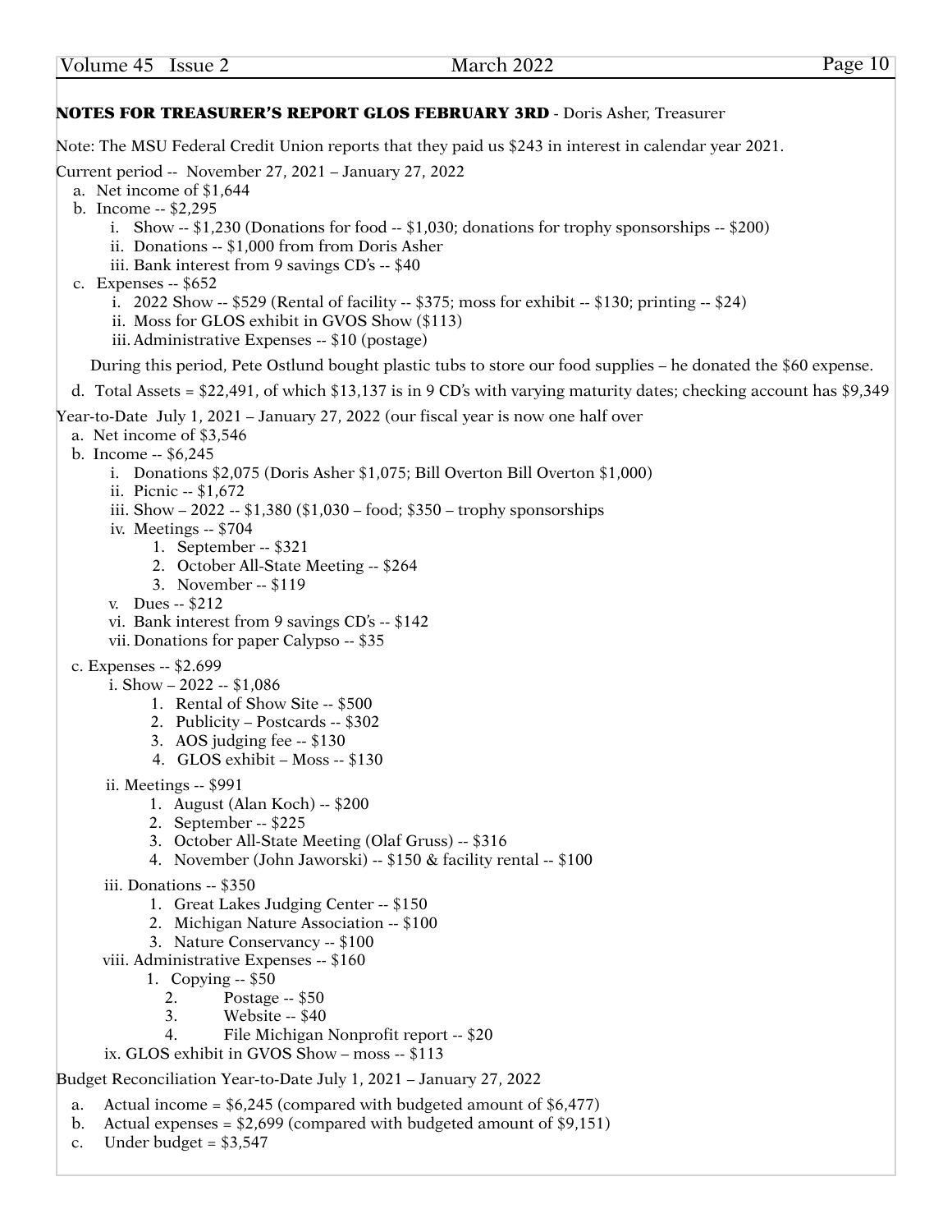**NOTES FOR TREASURER'S REPORT GLOS FEBRUARY 3RD** - Doris Asher, Treasurer

Note: The MSU Federal Credit Union reports that they paid us $243 in interest in calendar year 2021.

Current period -- November 27, 2021 – January 27, 2022

a. Net income of $1,644
b. Income -- $2,295
   i. Show -- $1,230 (Donations for food -- $1,030; donations for trophy sponsorships -- $200)
   ii. Donations -- $1,000 from from Doris Asher
   iii. Bank interest from 9 savings CD's -- $40
c. Expenses -- $652
   i. 2022 Show -- $529 (Rental of facility -- $375; moss for exhibit -- $130; printing -- $24)
   ii. Moss for GLOS exhibit in GVOS Show ($113)
   iii. Administrative Expenses -- $10 (postage)

   During this period, Pete Ostlund bought plastic tubs to store our food supplies – he donated the $60 expense.

d. Total Assets = $22,491, of which $13,137 is in 9 CD's with varying maturity dates; checking account has $9,349

Year-to-Date July 1, 2021 – January 27, 2022 (our fiscal year is now one half over

a. Net income of $3,546
b. Income -- $6,245
   i. Donations $2,075 (Doris Asher $1,075; Bill Overton Bill Overton $1,000)
   ii. Picnic -- $1,672
   iii. Show – 2022 -- $1,380 ($1,030 – food; $350 – trophy sponsorships
   iv. Meetings -- $704
      1. September -- $321
      2. October All-State Meeting -- $264
      3. November -- $119
   v. Dues -- $212
   vi. Bank interest from 9 savings CD's -- $142
   vii. Donations for paper Calypso -- $35
c. Expenses -- $2.699
   i. Show – 2022 -- $1,086
      1. Rental of Show Site -- $500
      2. Publicity – Postcards -- $302
      3. AOS judging fee -- $130
      4. GLOS exhibit – Moss -- $130
   ii. Meetings -- $991
      1. August (Alan Koch) -- $200
      2. September -- $225
      3. October All-State Meeting (Olaf Gruss) -- $316
      4. November (John Jaworski) -- $150 & facility rental -- $100
   iii. Donations -- $350
      1. Great Lakes Judging Center -- $150
      2. Michigan Nature Association -- $100
      3. Nature Conservancy -- $100
   viii. Administrative Expenses -- $160
      1. Copying -- $50
      2. Postage -- $50
      3. Website -- $40
      4. File Michigan Nonprofit report -- $20
   ix. GLOS exhibit in GVOS Show – moss -- $113

Budget Reconciliation Year-to-Date July 1, 2021 – January 27, 2022

a. Actual income = $6,245 (compared with budgeted amount of $6,477)
b. Actual expenses = $2,699 (compared with budgeted amount of $9,151)
c. Under budget = $3,547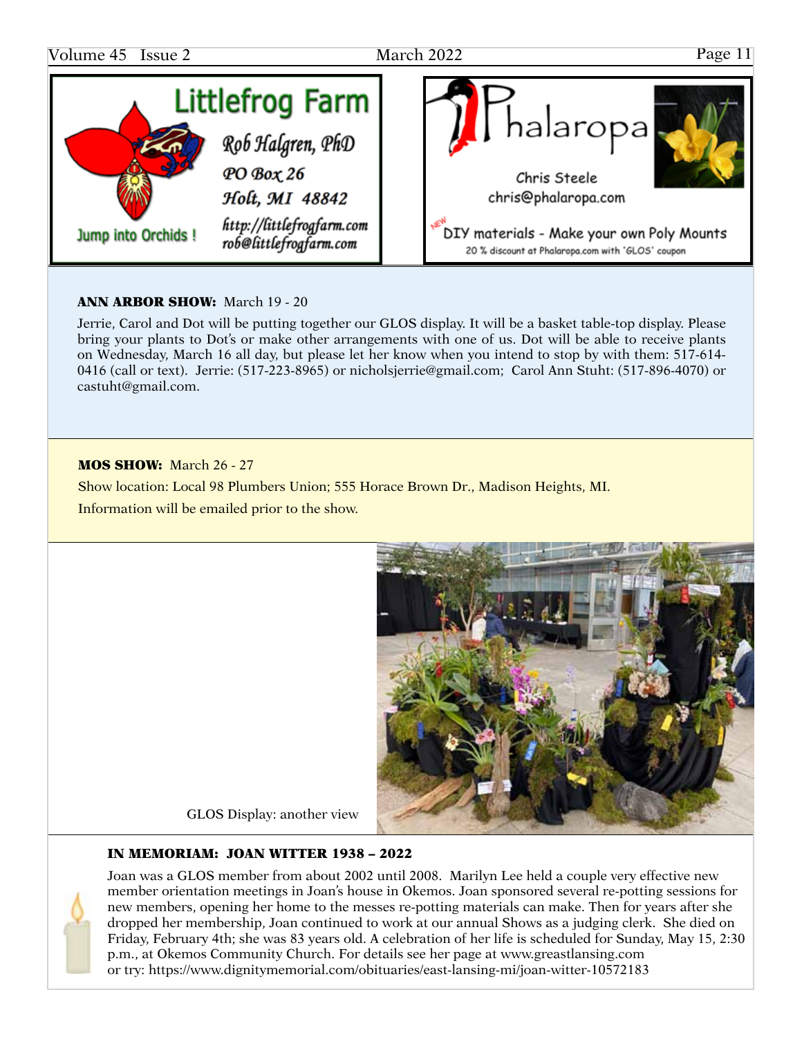Littlefrog Farm

Rob Halgren, PhD
PO Box 26
Holt, MI 48842
http://littlefrogfarm.com
rob@littlefrogfarm.com

Jump into Orchids !

Phalaropa

Chris Steele
chris@phalaropa.com

NEW DIY materials - Make your own Poly Mounts
20 % discount at Phalaropa.com with 'GLOS' coupon

**ANN ARBOR SHOW:** March 19 - 20

Jerrie, Carol and Dot will be putting together our GLOS display. It will be a basket table-top display. Please bring your plants to Dot's or make other arrangements with one of us. Dot will be able to receive plants on Wednesday, March 16 all day, but please let her know when you intend to stop by with them: 517-614-0416 (call or text). Jerrie: (517-223-8965) or nicholsjerrie@gmail.com; Carol Ann Stuht: (517-896-4070) or castuht@gmail.com.

**MOS SHOW:** March 26 - 27

Show location: Local 98 Plumbers Union; 555 Horace Brown Dr., Madison Heights, MI.

Information will be emailed prior to the show.

GLOS Display: another view

**IN MEMORIAM: JOAN WITTER 1938 – 2022**

Joan was a GLOS member from about 2002 until 2008. Marilyn Lee held a couple very effective new member orientation meetings in Joan's house in Okemos. Joan sponsored several re-potting sessions for new members, opening her home to the messes re-potting materials can make. Then for years after she dropped her membership, Joan continued to work at our annual Shows as a judging clerk. She died on Friday, February 4th; she was 83 years old. A celebration of her life is scheduled for Sunday, May 15, 2:30 p.m., at Okemos Community Church. For details see her page at www.greastlansing.com or try: https://www.dignitymemorial.com/obituaries/east-lansing-mi/joan-witter-10572183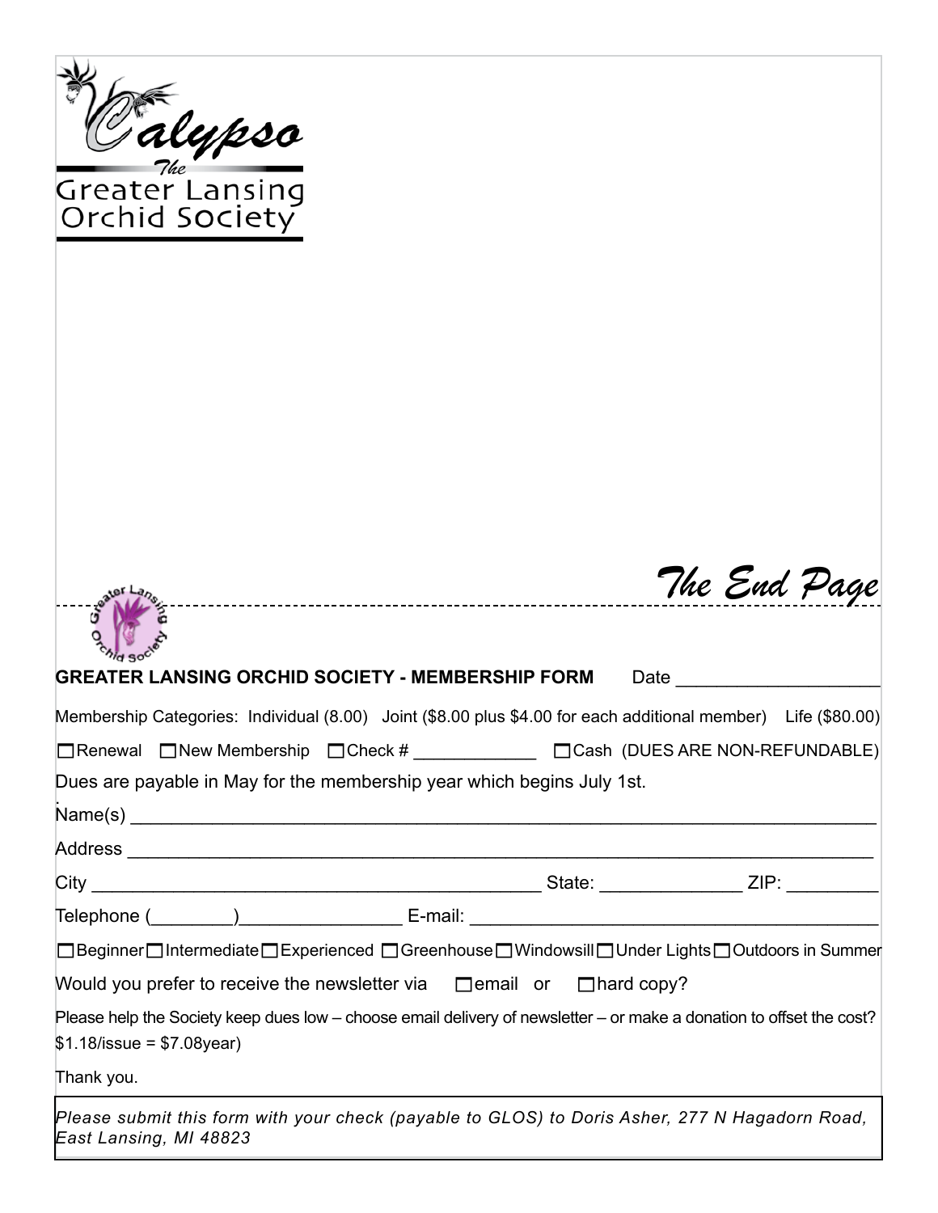Calypso

The Greater Lansing Orchid Society

*The End Page*

**GREATER LANSING ORCHID SOCIETY - MEMBERSHIP FORM** Date ____________________

Membership Categories: Individual (8.00) Joint ($8.00 plus $4.00 for each additional member) Life ($80.00)

☐Renewal ☐New Membership ☐Check # _____________ ☐Cash (DUES ARE NON-REFUNDABLE)

Dues are payable in May for the membership year which begins July 1st.

Name(s) ____________________________________________________________________________

Address ____________________________________________________________________________

City ___________________________________________ State: ______________ ZIP: _________

Telephone (________)________________ E-mail: ________________________________________

☐Beginner ☐Intermediate ☐Experienced ☐Greenhouse ☐Windowsill ☐Under Lights ☐Outdoors in Summer

Would you prefer to receive the newsletter via ☐email or ☐hard copy?

Please help the Society keep dues low – choose email delivery of newsletter – or make a donation to offset the cost? $1.18/issue = $7.08year)

Thank you.

*Please submit this form with your check (payable to GLOS) to Doris Asher, 277 N Hagadorn Road, East Lansing, MI 48823*